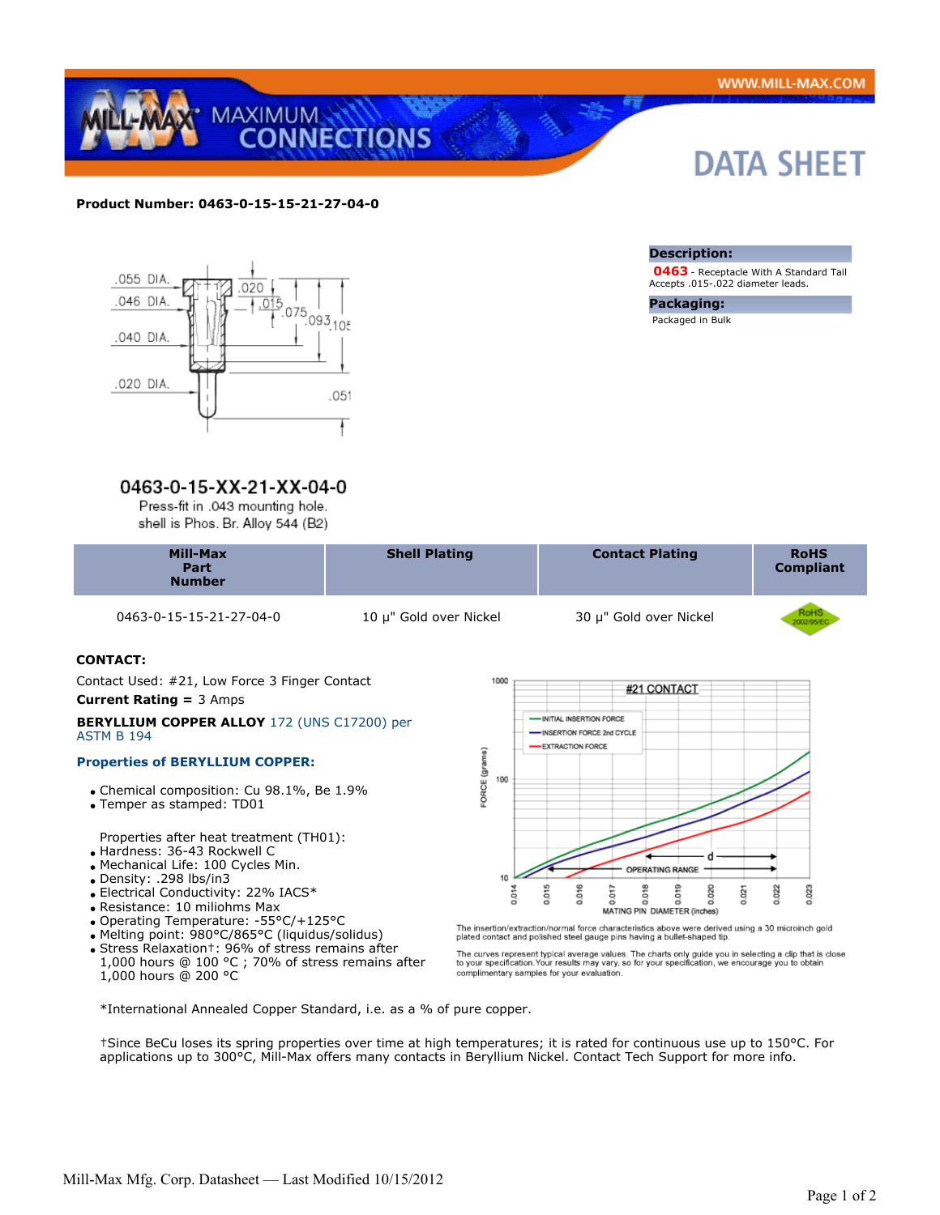**Product Number: 0463-0-15-15-21-27-04-0**

**Description:**

**0463** - Receptacle With A Standard Tail Accepts .015-.022 diameter leads.

**Packaging:**

Packaged in Bulk

0463-0-15-XX-21-XX-04-0

Press-fit in .043 mounting hole.
shell is Phos. Br. Alloy 544 (B2)

| Mill-Max Part Number | Shell Plating | Contact Plating | RoHS Compliant |
|---|---|---|---|
| 0463-0-15-15-21-27-04-0 | 10 µ" Gold over Nickel | 30 µ" Gold over Nickel | RoHS 2002/95/EC |

**CONTACT:**

Contact Used: #21, Low Force 3 Finger Contact

**Current Rating =** 3 Amps

**BERYLLIUM COPPER ALLOY** 172 (UNS C17200) per ASTM B 194

**Properties of BERYLLIUM COPPER:**

- Chemical composition: Cu 98.1%, Be 1.9%
- Temper as stamped: TD01

Properties after heat treatment (TH01):

- Hardness: 36-43 Rockwell C
- Mechanical Life: 100 Cycles Min.
- Density: .298 lbs/in3
- Electrical Conductivity: 22% IACS*
- Resistance: 10 miliohms Max
- Operating Temperature: -55°C/+125°C
- Melting point: 980°C/865°C (liquidus/solidus)
- Stress Relaxation†: 96% of stress remains after 1,000 hours @ 100 °C ; 70% of stress remains after 1,000 hours @ 200 °C

The insertion/extraction/normal force characteristics above were derived using a 30 microinch gold plated contact and polished steel gauge pins having a bullet-shaped tip.

The curves represent typical average values. The charts only guide you in selecting a clip that is close to your specification. Your results may vary, so for your specification, we encourage you to obtain complimentary samples for your evaluation.

*International Annealed Copper Standard, i.e. as a % of pure copper.

†Since BeCu loses its spring properties over time at high temperatures; it is rated for continuous use up to 150°C. For applications up to 300°C, Mill-Max offers many contacts in Beryllium Nickel. Contact Tech Support for more info.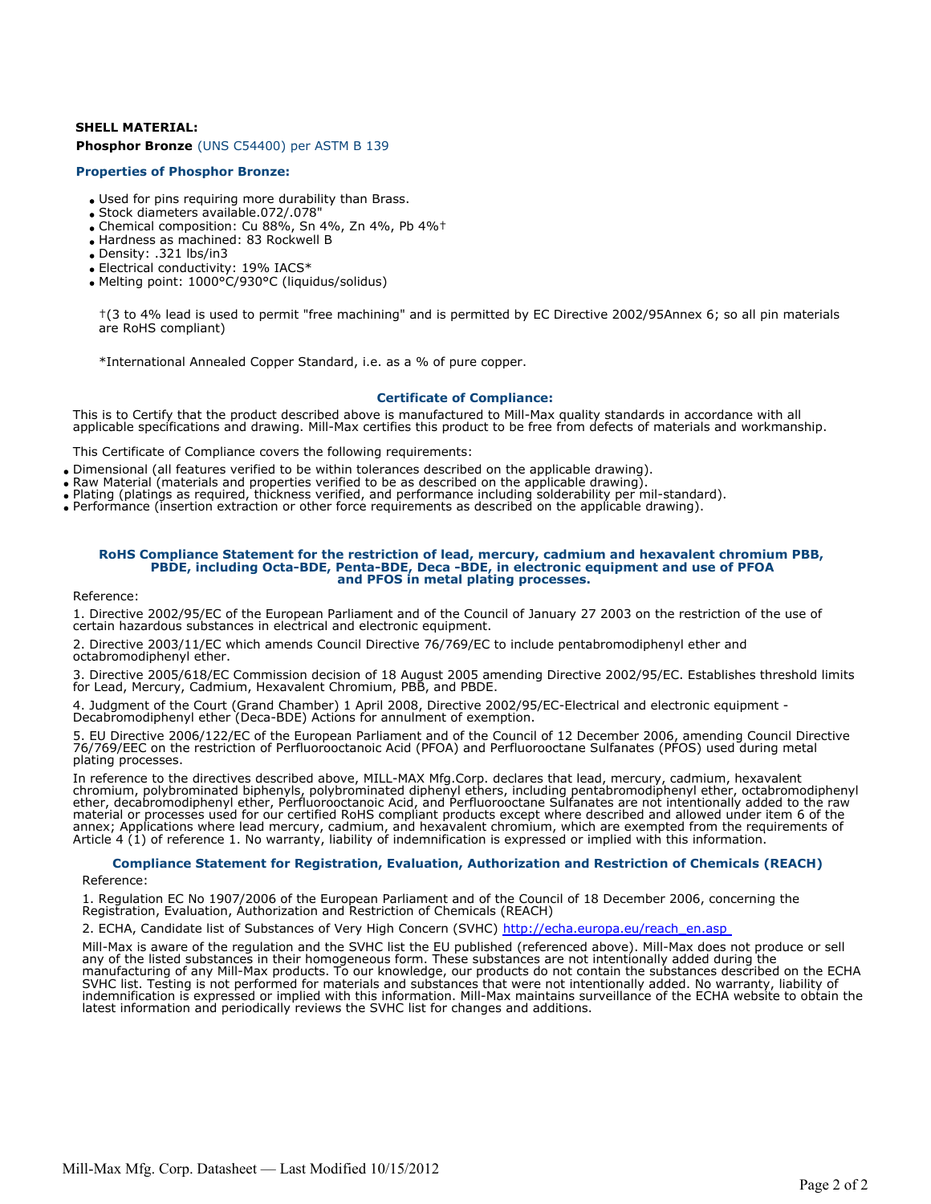**SHELL MATERIAL:**

**Phosphor Bronze** (UNS C54400) per ASTM B 139

### Properties of Phosphor Bronze:

- Used for pins requiring more durability than Brass.
- Stock diameters available.072/.078"
- Chemical composition: Cu 88%, Sn 4%, Zn 4%, Pb 4%†
- Hardness as machined: 83 Rockwell B
- Density: .321 lbs/in3
- Electrical conductivity: 19% IACS*
- Melting point: 1000°C/930°C (liquidus/solidus)

†(3 to 4% lead is used to permit "free machining" and is permitted by EC Directive 2002/95Annex 6; so all pin materials are RoHS compliant)

*International Annealed Copper Standard, i.e. as a % of pure copper.

### Certificate of Compliance:

This is to Certify that the product described above is manufactured to Mill-Max quality standards in accordance with all applicable specifications and drawing. Mill-Max certifies this product to be free from defects of materials and workmanship.

This Certificate of Compliance covers the following requirements:

- Dimensional (all features verified to be within tolerances described on the applicable drawing).
- Raw Material (materials and properties verified to be as described on the applicable drawing).
- Plating (platings as required, thickness verified, and performance including solderability per mil-standard).
- Performance (insertion extraction or other force requirements as described on the applicable drawing).

### RoHS Compliance Statement for the restriction of lead, mercury, cadmium and hexavalent chromium PBB, PBDE, including Octa-BDE, Penta-BDE, Deca -BDE, in electronic equipment and use of PFOA and PFOS in metal plating processes.

Reference:

1. Directive 2002/95/EC of the European Parliament and of the Council of January 27 2003 on the restriction of the use of certain hazardous substances in electrical and electronic equipment.

2. Directive 2003/11/EC which amends Council Directive 76/769/EC to include pentabromodiphenyl ether and octabromodiphenyl ether.

3. Directive 2005/618/EC Commission decision of 18 August 2005 amending Directive 2002/95/EC. Establishes threshold limits for Lead, Mercury, Cadmium, Hexavalent Chromium, PBB, and PBDE.

4. Judgment of the Court (Grand Chamber) 1 April 2008, Directive 2002/95/EC-Electrical and electronic equipment - Decabromodiphenyl ether (Deca-BDE) Actions for annulment of exemption.

5. EU Directive 2006/122/EC of the European Parliament and of the Council of 12 December 2006, amending Council Directive 76/769/EEC on the restriction of Perfluorooctanoic Acid (PFOA) and Perfluorooctane Sulfanates (PFOS) used during metal plating processes.

In reference to the directives described above, MILL-MAX Mfg.Corp. declares that lead, mercury, cadmium, hexavalent chromium, polybrominated biphenyls, polybrominated diphenyl ethers, including pentabromodiphenyl ether, octabromodiphenyl ether, decabromodiphenyl ether, Perfluorooctanoic Acid, and Perfluorooctane Sulfanates are not intentionally added to the raw material or processes used for our certified RoHS compliant products except where described and allowed under item 6 of the annex; Applications where lead mercury, cadmium, and hexavalent chromium, which are exempted from the requirements of Article 4 (1) of reference 1. No warranty, liability of indemnification is expressed or implied with this information.

### Compliance Statement for Registration, Evaluation, Authorization and Restriction of Chemicals (REACH)

Reference:

1. Regulation EC No 1907/2006 of the European Parliament and of the Council of 18 December 2006, concerning the Registration, Evaluation, Authorization and Restriction of Chemicals (REACH)

2. ECHA, Candidate list of Substances of Very High Concern (SVHC) [http://echa.europa.eu/reach_en.asp](http://echa.europa.eu/reach_en.asp)

Mill-Max is aware of the regulation and the SVHC list the EU published (referenced above). Mill-Max does not produce or sell any of the listed substances in their homogeneous form. These substances are not intentionally added during the manufacturing of any Mill-Max products. To our knowledge, our products do not contain the substances described on the ECHA SVHC list. Testing is not performed for materials and substances that were not intentionally added. No warranty, liability of indemnification is expressed or implied with this information. Mill-Max maintains surveillance of the ECHA website to obtain the latest information and periodically reviews the SVHC list for changes and additions.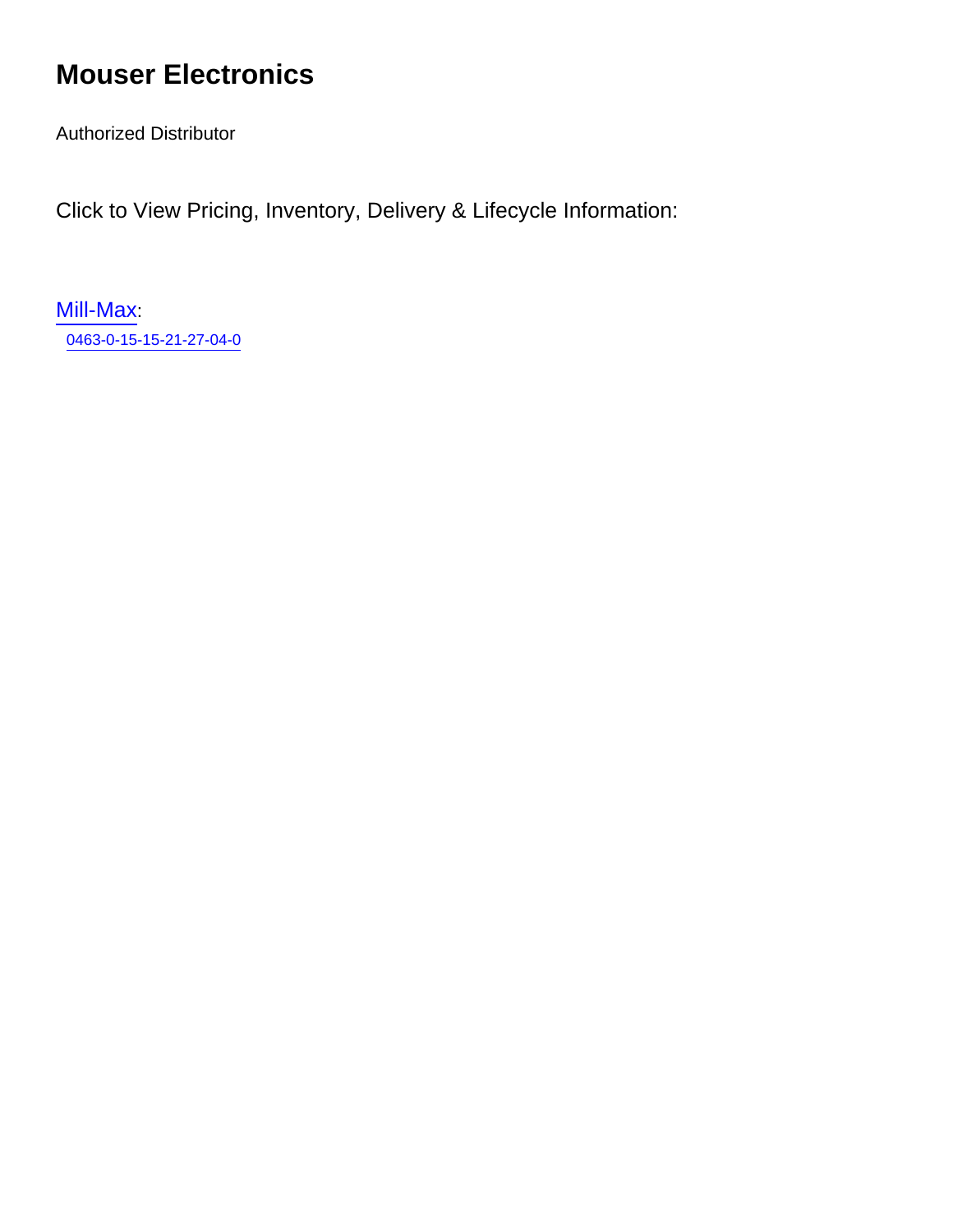# Mouser Electronics

Authorized Distributor

Click to View Pricing, Inventory, Delivery & Lifecycle Information:

Mill-Max:

0463-0-15-15-21-27-04-0